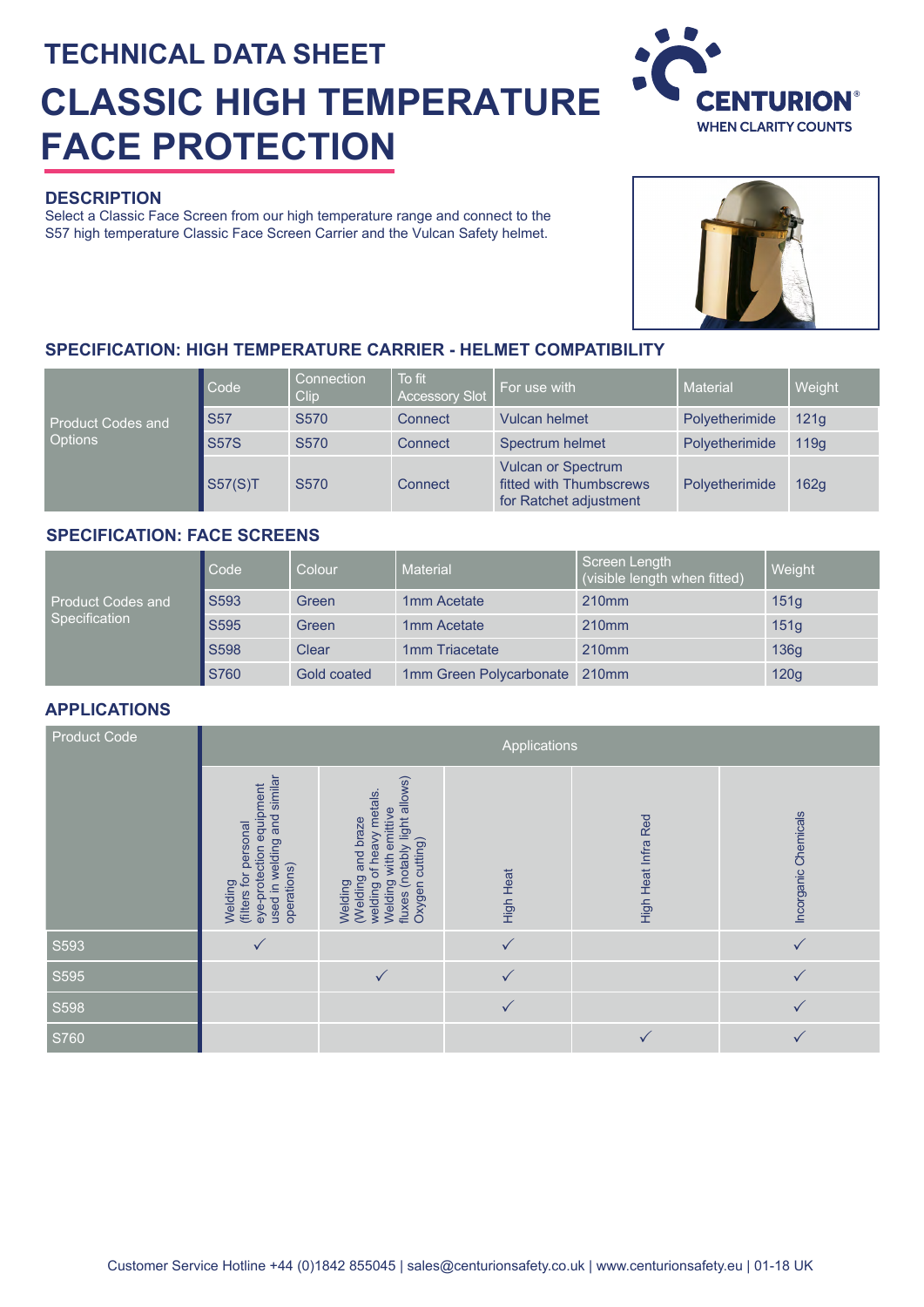# TECHNICAL DATA SHEET

# CLASSIC HIGH TEMPERATURE FACE PROTECTION

CENTURION®
WHEN CLARITY COUNTS

## DESCRIPTION

Select a Classic Face Screen from our high temperature range and connect to the S57 high temperature Classic Face Screen Carrier and the Vulcan Safety helmet.

## SPECIFICATION: HIGH TEMPERATURE CARRIER - HELMET COMPATIBILITY

| Product Codes and Options | Code | Connection Clip | To fit Accessory Slot | For use with | Material | Weight |
|---|---|---|---|---|---|---|
| | S57 | S570 | Connect | Vulcan helmet | Polyetherimide | 121g |
| | S57S | S570 | Connect | Spectrum helmet | Polyetherimide | 119g |
| | S57(S)T | S570 | Connect | Vulcan or Spectrum fitted with Thumbscrews for Ratchet adjustment | Polyetherimide | 162g |

## SPECIFICATION: FACE SCREENS

| Product Codes and Specification | Code | Colour | Material | Screen Length (visible length when fitted) | Weight |
|---|---|---|---|---|---|
| | S593 | Green | 1mm Acetate | 210mm | 151g |
| | S595 | Green | 1mm Acetate | 210mm | 151g |
| | S598 | Clear | 1mm Triacetate | 210mm | 136g |
| | S760 | Gold coated | 1mm Green Polycarbonate | 210mm | 120g |

## APPLICATIONS

| Product Code | Applications | | | | |
|---|---|---|---|---|---|
| | Welding (filters for personal eye-protection equipment used in welding and similar operations) | Welding (Welding and braze welding of heavy metals. Welding with emittive fluxes (notably light allows) Oxygen cutting) | High Heat | High Heat Infra Red | Incorganic Chemicals |
| S593 | ✓ | | ✓ | | ✓ |
| S595 | | ✓ | ✓ | | ✓ |
| S598 | | | ✓ | | ✓ |
| S760 | | | | ✓ | ✓ |

Customer Service Hotline +44 (0)1842 855045 | sales@centurionsafety.co.uk | www.centurionsafety.eu | 01-18 UK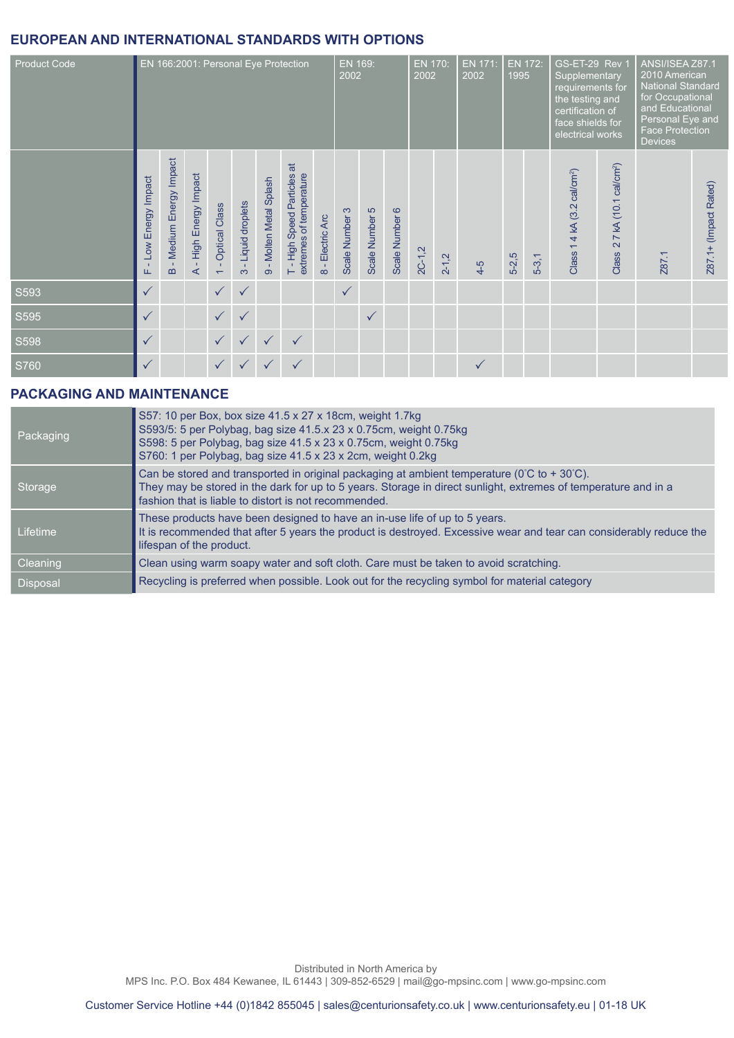## EUROPEAN AND INTERNATIONAL STANDARDS WITH OPTIONS

| Product Code | EN 166:2001: Personal Eye Protection | | | | | | | | EN 169: 2002 | | | EN 170: 2002 | | EN 171: 2002 | EN 172: 1995 | | GS-ET-29 Rev 1 Supplementary requirements for the testing and certification of face shields for electrical works | | ANSI/ISEA Z87.1 2010 American National Standard for Occupational and Educational Personal Eye and Face Protection Devices | |
|---|---|---|---|---|---|---|---|---|---|---|---|---|---|---|---|---|---|---|---|---|
| | F - Low Energy Impact | B - Medium Energy Impact | A - High Energy Impact | 1 - Optical Class | 3 - Liquid droplets | 9 - Molten Metal Splash | T - High Speed Particles at extremes of temperature | 8 - Electric Arc | Scale Number 3 | Scale Number 5 | Scale Number 6 | 2C-1,2 | 2-1,2 | 4-5 | 5-2,5 | 5-3,1 | Class 1 4 kA (3.2 cal/cm²) | Class 2 7 kA (10.1 cal/cm²) | Z87.1 | Z87.1+ (Impact Rated) |
| S593 | ✓ | | | ✓ | ✓ | | | | ✓ | | | | | | | | | | | |
| S595 | ✓ | | | ✓ | ✓ | | | | | ✓ | | | | | | | | | | |
| S598 | ✓ | | | ✓ | ✓ | ✓ | ✓ | | | | | | | | | | | | | |
| S760 | ✓ | | | ✓ | ✓ | ✓ | ✓ | | | | | | | ✓ | | | | | | |

## PACKAGING AND MAINTENANCE

| | |
|---|---|
| Packaging | S57: 10 per Box, box size 41.5 x 27 x 18cm, weight 1.7kg<br>S593/5: 5 per Polybag, bag size 41.5.x 23 x 0.75cm, weight 0.75kg<br>S598: 5 per Polybag, bag size 41.5 x 23 x 0.75cm, weight 0.75kg<br>S760: 1 per Polybag, bag size 41.5 x 23 x 2cm, weight 0.2kg |
| Storage | Can be stored and transported in original packaging at ambient temperature (0˚C to + 30˚C).<br>They may be stored in the dark for up to 5 years. Storage in direct sunlight, extremes of temperature and in a fashion that is liable to distort is not recommended. |
| Lifetime | These products have been designed to have an in-use life of up to 5 years.<br>It is recommended that after 5 years the product is destroyed. Excessive wear and tear can considerably reduce the lifespan of the product. |
| Cleaning | Clean using warm soapy water and soft cloth. Care must be taken to avoid scratching. |
| Disposal | Recycling is preferred when possible. Look out for the recycling symbol for material category |

Distributed in North America by
MPS Inc. P.O. Box 484 Kewanee, IL 61443 | 309-852-6529 | mail@go-mpsinc.com | www.go-mpsinc.com

Customer Service Hotline +44 (0)1842 855045 | sales@centurionsafety.co.uk | www.centurionsafety.eu | 01-18 UK